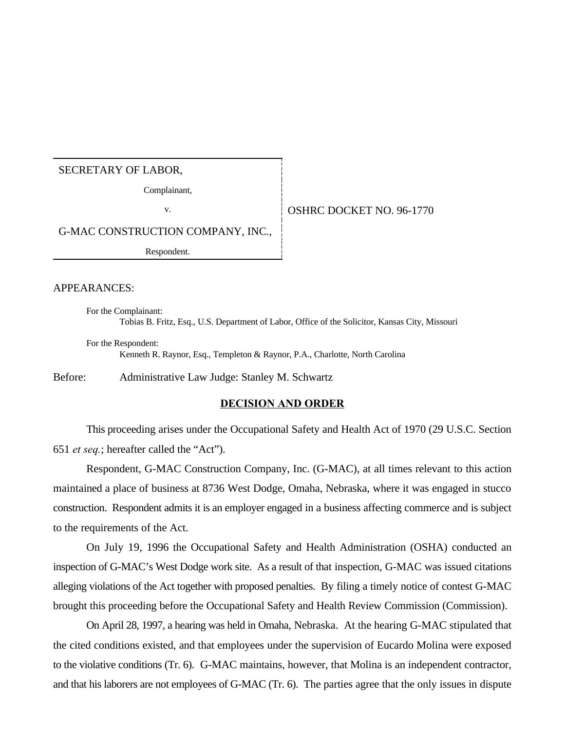| SECRETARY OF LABOR, Complainant, v. G-MAC CONSTRUCTION COMPANY, INC., Respondent. | OSHRC DOCKET NO. 96-1770 |
| --- | --- |

APPEARANCES:

For the Complainant:
Tobias B. Fritz, Esq., U.S. Department of Labor, Office of the Solicitor, Kansas City, Missouri

For the Respondent:
Kenneth R. Raynor, Esq., Templeton & Raynor, P.A., Charlotte, North Carolina

Before: Administrative Law Judge: Stanley M. Schwartz

## DECISION AND ORDER

This proceeding arises under the Occupational Safety and Health Act of 1970 (29 U.S.C. Section 651 *et seq.*; hereafter called the "Act").

Respondent, G-MAC Construction Company, Inc. (G-MAC), at all times relevant to this action maintained a place of business at 8736 West Dodge, Omaha, Nebraska, where it was engaged in stucco construction. Respondent admits it is an employer engaged in a business affecting commerce and is subject to the requirements of the Act.

On July 19, 1996 the Occupational Safety and Health Administration (OSHA) conducted an inspection of G-MAC's West Dodge work site. As a result of that inspection, G-MAC was issued citations alleging violations of the Act together with proposed penalties. By filing a timely notice of contest G-MAC brought this proceeding before the Occupational Safety and Health Review Commission (Commission).

On April 28, 1997, a hearing was held in Omaha, Nebraska. At the hearing G-MAC stipulated that the cited conditions existed, and that employees under the supervision of Eucardo Molina were exposed to the violative conditions (Tr. 6). G-MAC maintains, however, that Molina is an independent contractor, and that his laborers are not employees of G-MAC (Tr. 6). The parties agree that the only issues in dispute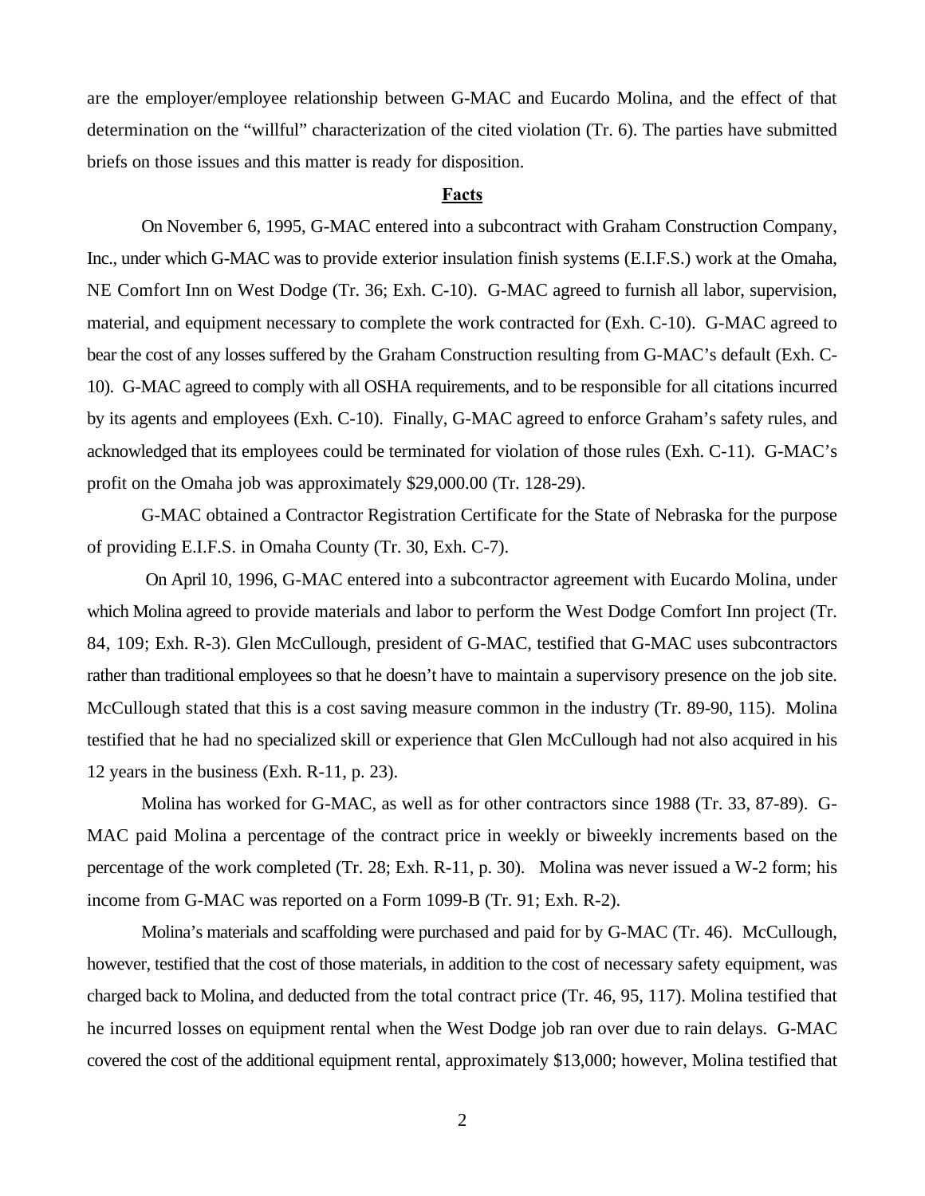are the employer/employee relationship between G-MAC and Eucardo Molina, and the effect of that determination on the "willful" characterization of the cited violation (Tr. 6). The parties have submitted briefs on those issues and this matter is ready for disposition.

## Facts

On November 6, 1995, G-MAC entered into a subcontract with Graham Construction Company, Inc., under which G-MAC was to provide exterior insulation finish systems (E.I.F.S.) work at the Omaha, NE Comfort Inn on West Dodge (Tr. 36; Exh. C-10). G-MAC agreed to furnish all labor, supervision, material, and equipment necessary to complete the work contracted for (Exh. C-10). G-MAC agreed to bear the cost of any losses suffered by the Graham Construction resulting from G-MAC's default (Exh. C-10). G-MAC agreed to comply with all OSHA requirements, and to be responsible for all citations incurred by its agents and employees (Exh. C-10). Finally, G-MAC agreed to enforce Graham's safety rules, and acknowledged that its employees could be terminated for violation of those rules (Exh. C-11). G-MAC's profit on the Omaha job was approximately $29,000.00 (Tr. 128-29).

G-MAC obtained a Contractor Registration Certificate for the State of Nebraska for the purpose of providing E.I.F.S. in Omaha County (Tr. 30, Exh. C-7).

On April 10, 1996, G-MAC entered into a subcontractor agreement with Eucardo Molina, under which Molina agreed to provide materials and labor to perform the West Dodge Comfort Inn project (Tr. 84, 109; Exh. R-3). Glen McCullough, president of G-MAC, testified that G-MAC uses subcontractors rather than traditional employees so that he doesn't have to maintain a supervisory presence on the job site. McCullough stated that this is a cost saving measure common in the industry (Tr. 89-90, 115). Molina testified that he had no specialized skill or experience that Glen McCullough had not also acquired in his 12 years in the business (Exh. R-11, p. 23).

Molina has worked for G-MAC, as well as for other contractors since 1988 (Tr. 33, 87-89). G-MAC paid Molina a percentage of the contract price in weekly or biweekly increments based on the percentage of the work completed (Tr. 28; Exh. R-11, p. 30). Molina was never issued a W-2 form; his income from G-MAC was reported on a Form 1099-B (Tr. 91; Exh. R-2).

Molina's materials and scaffolding were purchased and paid for by G-MAC (Tr. 46). McCullough, however, testified that the cost of those materials, in addition to the cost of necessary safety equipment, was charged back to Molina, and deducted from the total contract price (Tr. 46, 95, 117). Molina testified that he incurred losses on equipment rental when the West Dodge job ran over due to rain delays. G-MAC covered the cost of the additional equipment rental, approximately $13,000; however, Molina testified that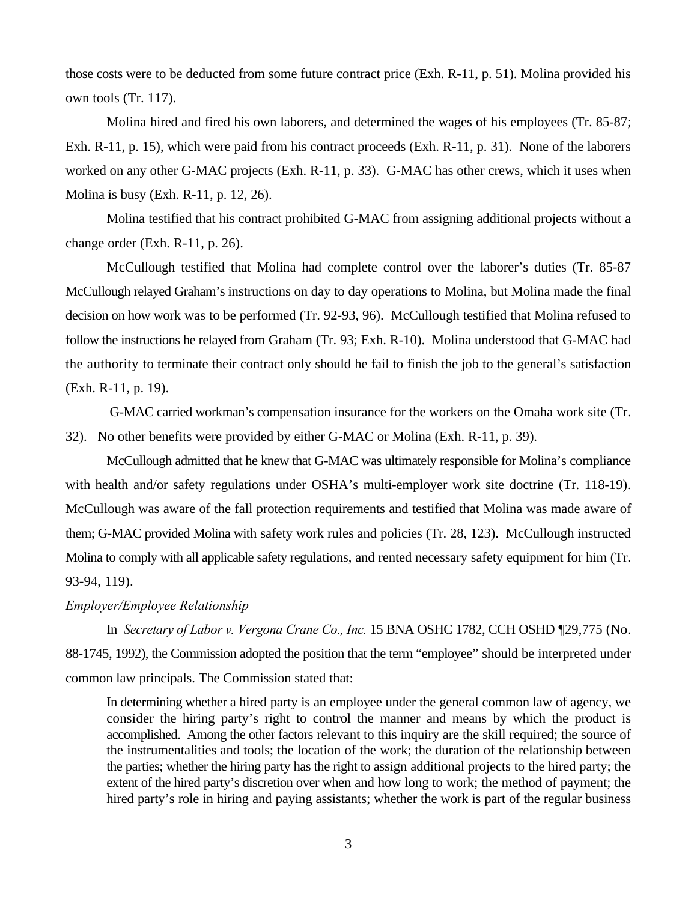those costs were to be deducted from some future contract price (Exh. R-11, p. 51). Molina provided his own tools (Tr. 117).

Molina hired and fired his own laborers, and determined the wages of his employees (Tr. 85-87; Exh. R-11, p. 15), which were paid from his contract proceeds (Exh. R-11, p. 31). None of the laborers worked on any other G-MAC projects (Exh. R-11, p. 33). G-MAC has other crews, which it uses when Molina is busy (Exh. R-11, p. 12, 26).

Molina testified that his contract prohibited G-MAC from assigning additional projects without a change order (Exh. R-11, p. 26).

McCullough testified that Molina had complete control over the laborer's duties (Tr. 85-87 McCullough relayed Graham's instructions on day to day operations to Molina, but Molina made the final decision on how work was to be performed (Tr. 92-93, 96). McCullough testified that Molina refused to follow the instructions he relayed from Graham (Tr. 93; Exh. R-10). Molina understood that G-MAC had the authority to terminate their contract only should he fail to finish the job to the general's satisfaction (Exh. R-11, p. 19).

G-MAC carried workman's compensation insurance for the workers on the Omaha work site (Tr. 32). No other benefits were provided by either G-MAC or Molina (Exh. R-11, p. 39).

McCullough admitted that he knew that G-MAC was ultimately responsible for Molina's compliance with health and/or safety regulations under OSHA's multi-employer work site doctrine (Tr. 118-19). McCullough was aware of the fall protection requirements and testified that Molina was made aware of them; G-MAC provided Molina with safety work rules and policies (Tr. 28, 123). McCullough instructed Molina to comply with all applicable safety regulations, and rented necessary safety equipment for him (Tr. 93-94, 119).

*Employer/Employee Relationship*

In *Secretary of Labor v. Vergona Crane Co., Inc.* 15 BNA OSHC 1782, CCH OSHD ¶29,775 (No. 88-1745, 1992), the Commission adopted the position that the term "employee" should be interpreted under common law principals. The Commission stated that:

> In determining whether a hired party is an employee under the general common law of agency, we consider the hiring party's right to control the manner and means by which the product is accomplished. Among the other factors relevant to this inquiry are the skill required; the source of the instrumentalities and tools; the location of the work; the duration of the relationship between the parties; whether the hiring party has the right to assign additional projects to the hired party; the extent of the hired party's discretion over when and how long to work; the method of payment; the hired party's role in hiring and paying assistants; whether the work is part of the regular business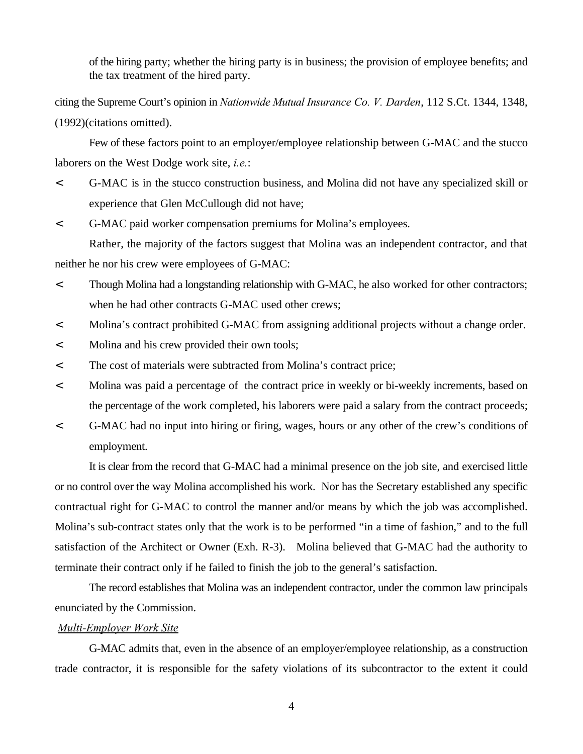of the hiring party; whether the hiring party is in business; the provision of employee benefits; and the tax treatment of the hired party.

citing the Supreme Court's opinion in *Nationwide Mutual Insurance Co. V. Darden*, 112 S.Ct. 1344, 1348, (1992)(citations omitted).

Few of these factors point to an employer/employee relationship between G-MAC and the stucco laborers on the West Dodge work site, *i.e.*:

- G-MAC is in the stucco construction business, and Molina did not have any specialized skill or experience that Glen McCullough did not have;
- G-MAC paid worker compensation premiums for Molina's employees.

Rather, the majority of the factors suggest that Molina was an independent contractor, and that neither he nor his crew were employees of G-MAC:

- Though Molina had a longstanding relationship with G-MAC, he also worked for other contractors; when he had other contracts G-MAC used other crews;
- Molina's contract prohibited G-MAC from assigning additional projects without a change order.
- Molina and his crew provided their own tools;
- The cost of materials were subtracted from Molina's contract price;
- Molina was paid a percentage of the contract price in weekly or bi-weekly increments, based on the percentage of the work completed, his laborers were paid a salary from the contract proceeds;
- G-MAC had no input into hiring or firing, wages, hours or any other of the crew's conditions of employment.

It is clear from the record that G-MAC had a minimal presence on the job site, and exercised little or no control over the way Molina accomplished his work. Nor has the Secretary established any specific contractual right for G-MAC to control the manner and/or means by which the job was accomplished. Molina's sub-contract states only that the work is to be performed "in a time of fashion," and to the full satisfaction of the Architect or Owner (Exh. R-3). Molina believed that G-MAC had the authority to terminate their contract only if he failed to finish the job to the general's satisfaction.

The record establishes that Molina was an independent contractor, under the common law principals enunciated by the Commission.

<u>*Multi-Employer Work Site*</u>

G-MAC admits that, even in the absence of an employer/employee relationship, as a construction trade contractor, it is responsible for the safety violations of its subcontractor to the extent it could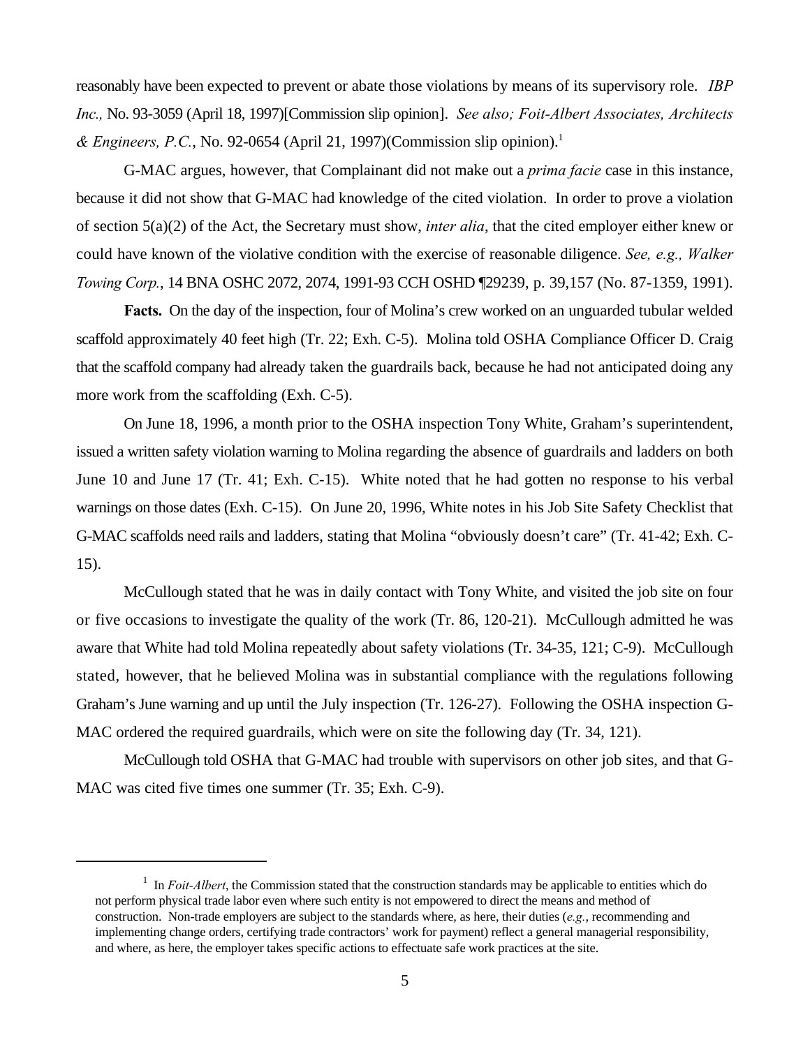reasonably have been expected to prevent or abate those violations by means of its supervisory role. *IBP Inc.,* No. 93-3059 (April 18, 1997)[Commission slip opinion]. *See also; Foit-Albert Associates, Architects & Engineers, P.C.*, No. 92-0654 (April 21, 1997)(Commission slip opinion).[1]

G-MAC argues, however, that Complainant did not make out a *prima facie* case in this instance, because it did not show that G-MAC had knowledge of the cited violation. In order to prove a violation of section 5(a)(2) of the Act, the Secretary must show, *inter alia*, that the cited employer either knew or could have known of the violative condition with the exercise of reasonable diligence. *See, e.g., Walker Towing Corp.*, 14 BNA OSHC 2072, 2074, 1991-93 CCH OSHD ¶29239, p. 39,157 (No. 87-1359, 1991).

**Facts.** On the day of the inspection, four of Molina's crew worked on an unguarded tubular welded scaffold approximately 40 feet high (Tr. 22; Exh. C-5). Molina told OSHA Compliance Officer D. Craig that the scaffold company had already taken the guardrails back, because he had not anticipated doing any more work from the scaffolding (Exh. C-5).

On June 18, 1996, a month prior to the OSHA inspection Tony White, Graham's superintendent, issued a written safety violation warning to Molina regarding the absence of guardrails and ladders on both June 10 and June 17 (Tr. 41; Exh. C-15). White noted that he had gotten no response to his verbal warnings on those dates (Exh. C-15). On June 20, 1996, White notes in his Job Site Safety Checklist that G-MAC scaffolds need rails and ladders, stating that Molina "obviously doesn't care" (Tr. 41-42; Exh. C-15).

McCullough stated that he was in daily contact with Tony White, and visited the job site on four or five occasions to investigate the quality of the work (Tr. 86, 120-21). McCullough admitted he was aware that White had told Molina repeatedly about safety violations (Tr. 34-35, 121; C-9). McCullough stated, however, that he believed Molina was in substantial compliance with the regulations following Graham's June warning and up until the July inspection (Tr. 126-27). Following the OSHA inspection G-MAC ordered the required guardrails, which were on site the following day (Tr. 34, 121).

McCullough told OSHA that G-MAC had trouble with supervisors on other job sites, and that G-MAC was cited five times one summer (Tr. 35; Exh. C-9).

---

[1] In *Foit-Albert*, the Commission stated that the construction standards may be applicable to entities which do not perform physical trade labor even where such entity is not empowered to direct the means and method of construction. Non-trade employers are subject to the standards where, as here, their duties (*e.g.*, recommending and implementing change orders, certifying trade contractors' work for payment) reflect a general managerial responsibility, and where, as here, the employer takes specific actions to effectuate safe work practices at the site.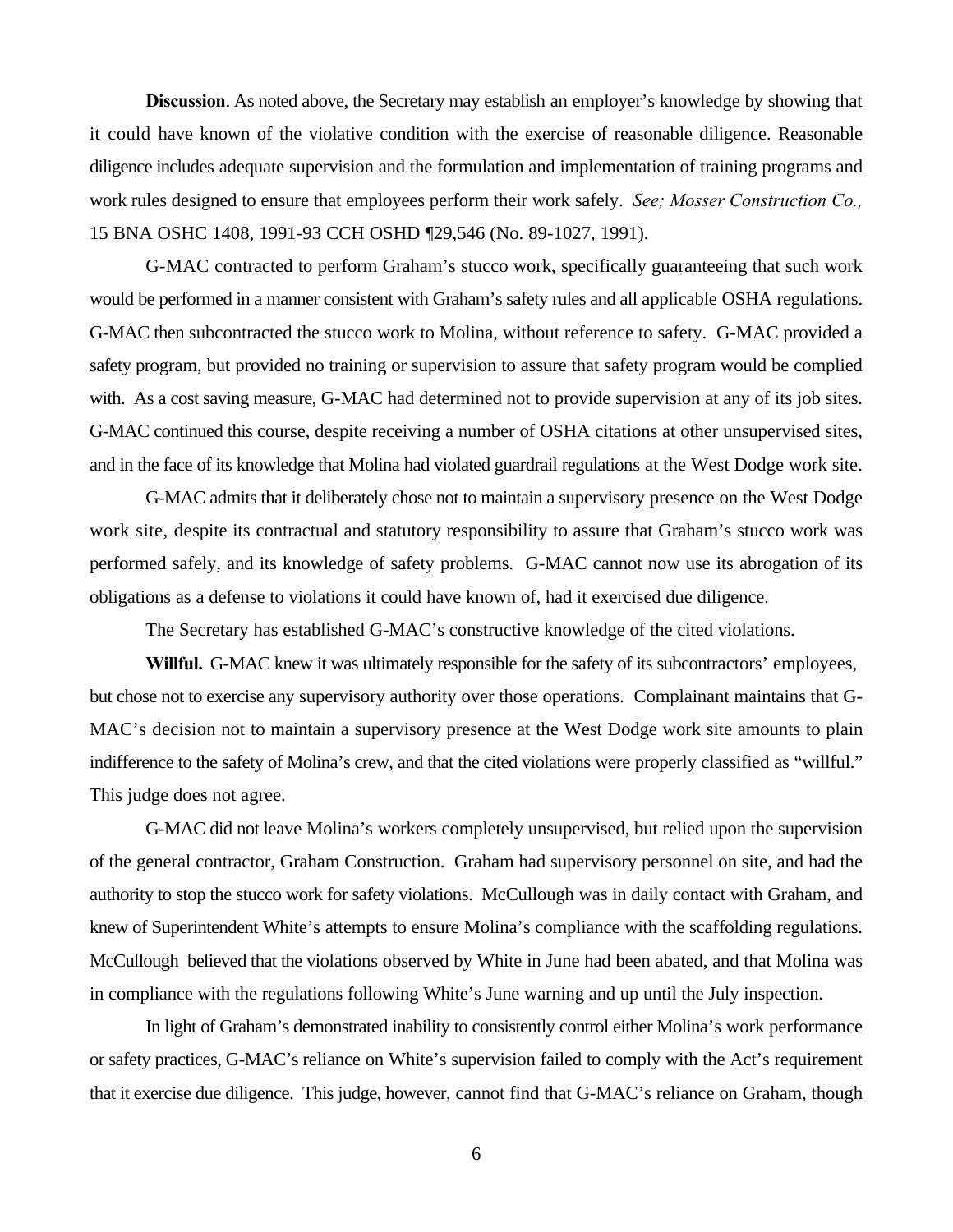**Discussion**. As noted above, the Secretary may establish an employer's knowledge by showing that it could have known of the violative condition with the exercise of reasonable diligence. Reasonable diligence includes adequate supervision and the formulation and implementation of training programs and work rules designed to ensure that employees perform their work safely. *See; Mosser Construction Co.,* 15 BNA OSHC 1408, 1991-93 CCH OSHD ¶29,546 (No. 89-1027, 1991).

G-MAC contracted to perform Graham's stucco work, specifically guaranteeing that such work would be performed in a manner consistent with Graham's safety rules and all applicable OSHA regulations. G-MAC then subcontracted the stucco work to Molina, without reference to safety. G-MAC provided a safety program, but provided no training or supervision to assure that safety program would be complied with. As a cost saving measure, G-MAC had determined not to provide supervision at any of its job sites. G-MAC continued this course, despite receiving a number of OSHA citations at other unsupervised sites, and in the face of its knowledge that Molina had violated guardrail regulations at the West Dodge work site.

G-MAC admits that it deliberately chose not to maintain a supervisory presence on the West Dodge work site, despite its contractual and statutory responsibility to assure that Graham's stucco work was performed safely, and its knowledge of safety problems. G-MAC cannot now use its abrogation of its obligations as a defense to violations it could have known of, had it exercised due diligence.

The Secretary has established G-MAC's constructive knowledge of the cited violations.

**Willful.** G-MAC knew it was ultimately responsible for the safety of its subcontractors' employees, but chose not to exercise any supervisory authority over those operations. Complainant maintains that G-MAC's decision not to maintain a supervisory presence at the West Dodge work site amounts to plain indifference to the safety of Molina's crew, and that the cited violations were properly classified as "willful." This judge does not agree.

G-MAC did not leave Molina's workers completely unsupervised, but relied upon the supervision of the general contractor, Graham Construction. Graham had supervisory personnel on site, and had the authority to stop the stucco work for safety violations. McCullough was in daily contact with Graham, and knew of Superintendent White's attempts to ensure Molina's compliance with the scaffolding regulations. McCullough believed that the violations observed by White in June had been abated, and that Molina was in compliance with the regulations following White's June warning and up until the July inspection.

In light of Graham's demonstrated inability to consistently control either Molina's work performance or safety practices, G-MAC's reliance on White's supervision failed to comply with the Act's requirement that it exercise due diligence. This judge, however, cannot find that G-MAC's reliance on Graham, though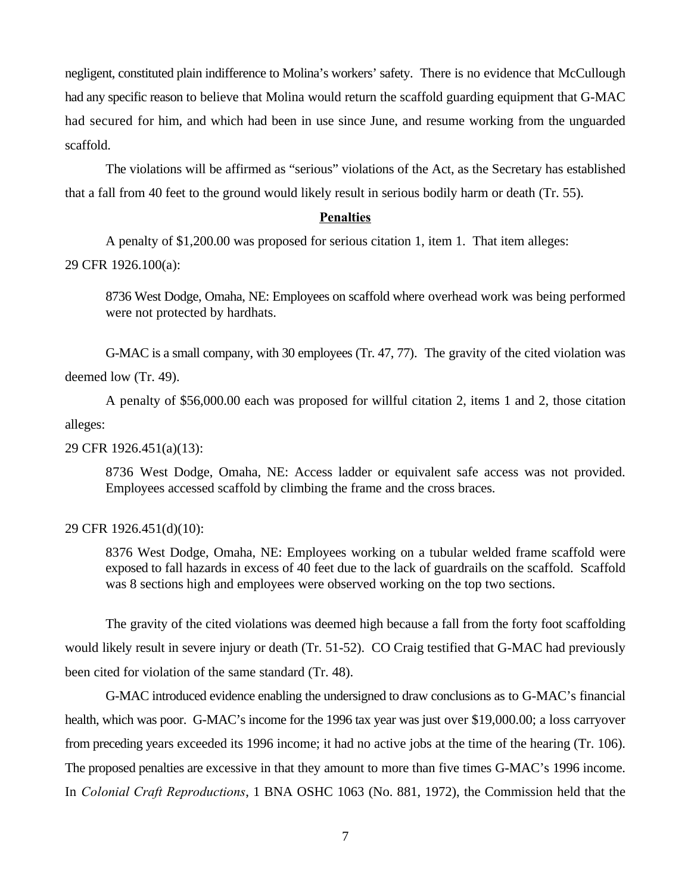negligent, constituted plain indifference to Molina's workers' safety. There is no evidence that McCullough had any specific reason to believe that Molina would return the scaffold guarding equipment that G-MAC had secured for him, and which had been in use since June, and resume working from the unguarded scaffold.

The violations will be affirmed as "serious" violations of the Act, as the Secretary has established that a fall from 40 feet to the ground would likely result in serious bodily harm or death (Tr. 55).

**Penalties**

A penalty of $1,200.00 was proposed for serious citation 1, item 1. That item alleges:

29 CFR 1926.100(a):

> 8736 West Dodge, Omaha, NE: Employees on scaffold where overhead work was being performed were not protected by hardhats.

G-MAC is a small company, with 30 employees (Tr. 47, 77). The gravity of the cited violation was deemed low (Tr. 49).

A penalty of $56,000.00 each was proposed for willful citation 2, items 1 and 2, those citation alleges:

29 CFR 1926.451(a)(13):

> 8736 West Dodge, Omaha, NE: Access ladder or equivalent safe access was not provided. Employees accessed scaffold by climbing the frame and the cross braces.

29 CFR 1926.451(d)(10):

> 8376 West Dodge, Omaha, NE: Employees working on a tubular welded frame scaffold were exposed to fall hazards in excess of 40 feet due to the lack of guardrails on the scaffold. Scaffold was 8 sections high and employees were observed working on the top two sections.

The gravity of the cited violations was deemed high because a fall from the forty foot scaffolding would likely result in severe injury or death (Tr. 51-52). CO Craig testified that G-MAC had previously been cited for violation of the same standard (Tr. 48).

G-MAC introduced evidence enabling the undersigned to draw conclusions as to G-MAC's financial health, which was poor. G-MAC's income for the 1996 tax year was just over $19,000.00; a loss carryover from preceding years exceeded its 1996 income; it had no active jobs at the time of the hearing (Tr. 106). The proposed penalties are excessive in that they amount to more than five times G-MAC's 1996 income. In *Colonial Craft Reproductions*, 1 BNA OSHC 1063 (No. 881, 1972), the Commission held that the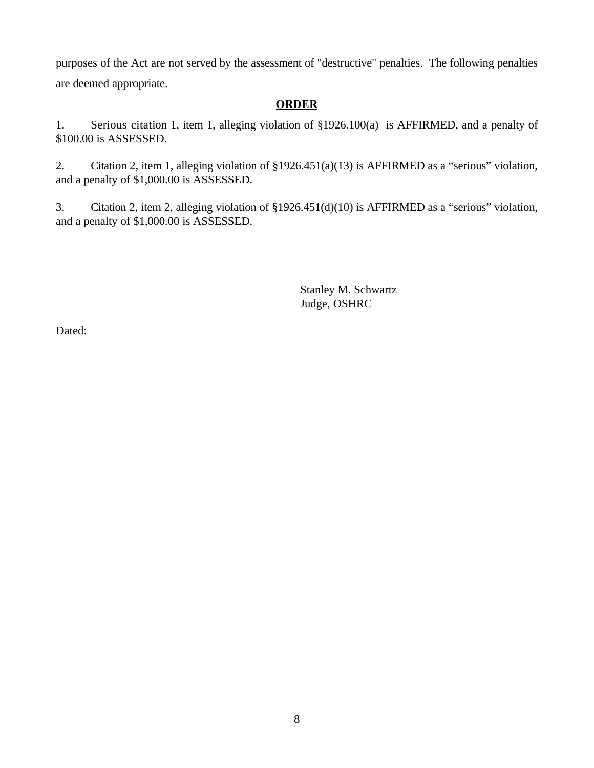purposes of the Act are not served by the assessment of "destructive" penalties. The following penalties are deemed appropriate.

## ORDER

1. Serious citation 1, item 1, alleging violation of §1926.100(a) is AFFIRMED, and a penalty of $100.00 is ASSESSED.

2. Citation 2, item 1, alleging violation of §1926.451(a)(13) is AFFIRMED as a "serious" violation, and a penalty of $1,000.00 is ASSESSED.

3. Citation 2, item 2, alleging violation of §1926.451(d)(10) is AFFIRMED as a "serious" violation, and a penalty of $1,000.00 is ASSESSED.

Stanley M. Schwartz
Judge, OSHRC

Dated: